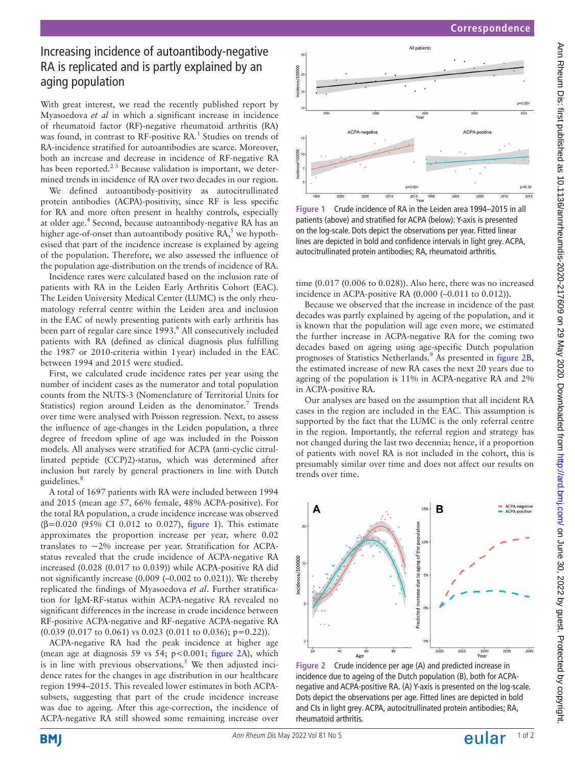# Increasing incidence of autoantibody-negative RA is replicated and is partly explained by an aging population

With great interest, we read the recently published report by Myasoedova *et al* in which a significant increase in incidence of rheumatoid factor (RF)-negative rheumatoid arthritis (RA) was found, in contrast to RF-positive RA.[1] Studies on trends of RA-incidence stratified for autoantibodies are scarce. Moreover, both an increase and decrease in incidence of RF-negative RA has been reported.[2 3] Because validation is important, we determined trends in incidence of RA over two decades in our region.

We defined autoantibody-positivity as autocitrullinated protein antibodies (ACPA)-positivity, since RF is less specific for RA and more often present in healthy controls, especially at older age.[4] Second, because autoantibody-negative RA has an higher age-of-onset than autoantibody positive RA,[5] we hypothesised that part of the incidence increase is explained by ageing of the population. Therefore, we also assessed the influence of the population age-distribution on the trends of incidence of RA.

Incidence rates were calculated based on the inclusion rate of patients with RA in the Leiden Early Arthritis Cohort (EAC). The Leiden University Medical Center (LUMC) is the only rheumatology referral centre within the Leiden area and inclusion in the EAC of newly presenting patients with early arthritis has been part of regular care since 1993.[6] All consecutively included patients with RA (defined as clinical diagnosis plus fulfilling the 1987 or 2010-criteria within 1 year) included in the EAC between 1994 and 2015 were studied.

First, we calculated crude incidence rates per year using the number of incident cases as the numerator and total population counts from the NUTS-3 (Nomenclature of Territorial Units for Statistics) region around Leiden as the denominator.[7] Trends over time were analysed with Poisson regression. Next, to assess the influence of age-changes in the Leiden population, a three degree of freedom spline of age was included in the Poisson models. All analyses were stratified for ACPA (anti-cyclic citrullinated peptide (CCP)2)-status, which was determined after inclusion but rarely by general practioners in line with Dutch guidelines.[8]

A total of 1697 patients with RA were included between 1994 and 2015 (mean age 57, 66% female, 48% ACPA-positive). For the total RA population, a crude incidence increase was observed (β=0.020 (95% CI 0.012 to 0.027), figure 1). This estimate approximates the proportion increase per year, where 0.02 translates to ~2% increase per year. Stratification for ACPA-status revealed that the crude incidence of ACPA-negative RA increased (0.028 (0.017 to 0.039)) while ACPA-positive RA did not significantly increase (0.009 (–0.002 to 0.021)). We thereby replicated the findings of Myasoedova *et al*. Further stratification for IgM-RF-status within ACPA-negative RA revealed no significant differences in the increase in crude incidence between RF-positive ACPA-negative and RF-negative ACPA-negative RA (0.039 (0.017 to 0.061) vs 0.023 (0.011 to 0.036); p=0.22)).

ACPA-negative RA had the peak incidence at higher age (mean age at diagnosis 59 vs 54; p<0.001; figure 2A), which is in line with previous observations.[5] We then adjusted incidence rates for the changes in age distribution in our healthcare region 1994–2015. This revealed lower estimates in both ACPA-subsets, suggesting that part of the crude incidence increase was due to ageing. After this age-correction, the incidence of ACPA-negative RA still showed some remaining increase over time (0.017 (0.006 to 0.028)). Also here, there was no increased incidence in ACPA-positive RA (0.000 (–0.011 to 0.012)).

All patients
Incidence/100000
30
20
14
10
1995
2000
2005
2010
2015
Year
p<0.001

ACPA-negative
ACPA-positive
Incidence/100000
15
10
7
5
1995
2000
2005
2010
2015
Year
p<0.001
p=0.10

**Figure 1** Crude incidence of RA in the Leiden area 1994–2015 in all patients (above) and stratified for ACPA (below): Y-axis is presented on the log-scale. Dots depict the observations per year. Fitted linear lines are depicted in bold and confidence intervals in light grey. ACPA, autocitrullinated protein antibodies; RA, rheumatoid arthritis.

Because we observed that the increase in incidence of the past decades was partly explained by ageing of the population, and it is known that the population will age even more, we estimated the further increase in ACPA-negative RA for the coming two decades based on ageing using age-specific Dutch population prognoses of Statistics Netherlands.[9] As presented in figure 2B, the estimated increase of new RA cases the next 20 years due to ageing of the population is 11% in ACPA-negative RA and 2% in ACPA-positive RA.

Our analyses are based on the assumption that all incident RA cases in the region are included in the EAC. This assumption is supported by the fact that the LUMC is the only referral centre in the region. Importantly, the referral region and strategy has not changed during the last two decennia; hence, if a proportion of patients with novel RA is not included in the cohort, this is presumably similar over time and does not affect our results on trends over time.

A
Incidence/100000
30
10
3
1
20
40
60
80
Age

B
ACPA-negative
ACPA-positive
Predicted increase due to aging of the population
15%
10%
5%
0%
-5%
2020
2025
2030
2035
2040
Year

**Figure 2** Crude incidence per age (A) and predicted increase in incidence due to ageing of the Dutch population (B), both for ACPA-negative and ACPA-positive RA. (A) Y-axis is presented on the log-scale. Dots depict the observations per age. Fitted lines are depicted in bold and CIs in light grey. ACPA, autocitrullinated protein antibodies; RA, rheumatoid arthritis.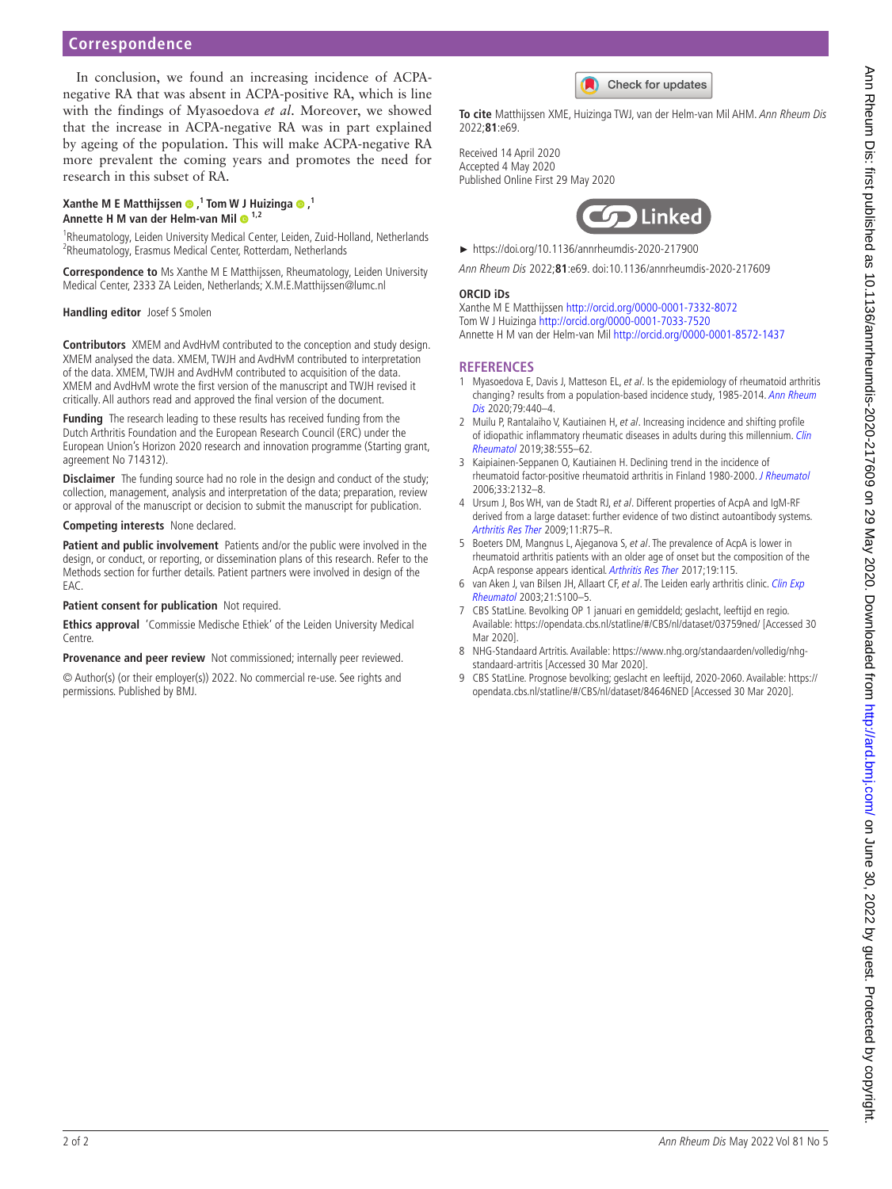In conclusion, we found an increasing incidence of ACPA-negative RA that was absent in ACPA-positive RA, which is line with the findings of Myasoedova *et al*. Moreover, we showed that the increase in ACPA-negative RA was in part explained by ageing of the population. This will make ACPA-negative RA more prevalent the coming years and promotes the need for research in this subset of RA.

**Xanthe M E Matthijssen**,[1] **Tom W J Huizinga**,[1] **Annette H M van der Helm-van Mil**[1,2]

[1]Rheumatology, Leiden University Medical Center, Leiden, Zuid-Holland, Netherlands
[2]Rheumatology, Erasmus Medical Center, Rotterdam, Netherlands

**Correspondence to** Ms Xanthe M E Matthijssen, Rheumatology, Leiden University Medical Center, 2333 ZA Leiden, Netherlands; X.M.E.Matthijssen@lumc.nl

**Handling editor** Josef S Smolen

**Contributors** XMEM and AvdHvM contributed to the conception and study design. XMEM analysed the data. XMEM, TWJH and AvdHvM contributed to interpretation of the data. XMEM, TWJH and AvdHvM contributed to acquisition of the data. XMEM and AvdHvM wrote the first version of the manuscript and TWJH revised it critically. All authors read and approved the final version of the document.

**Funding** The research leading to these results has received funding from the Dutch Arthritis Foundation and the European Research Council (ERC) under the European Union's Horizon 2020 research and innovation programme (Starting grant, agreement No 714312).

**Disclaimer** The funding source had no role in the design and conduct of the study; collection, management, analysis and interpretation of the data; preparation, review or approval of the manuscript or decision to submit the manuscript for publication.

**Competing interests** None declared.

**Patient and public involvement** Patients and/or the public were involved in the design, or conduct, or reporting, or dissemination plans of this research. Refer to the Methods section for further details. Patient partners were involved in design of the EAC.

**Patient consent for publication** Not required.

**Ethics approval** 'Commissie Medische Ethiek' of the Leiden University Medical Centre.

**Provenance and peer review** Not commissioned; internally peer reviewed.

© Author(s) (or their employer(s)) 2022. No commercial re-use. See rights and permissions. Published by BMJ.

**To cite** Matthijssen XME, Huizinga TWJ, van der Helm-van Mil AHM. *Ann Rheum Dis* 2022;**81**:e69.

Received 14 April 2020
Accepted 4 May 2020
Published Online First 29 May 2020

► https://doi.org/10.1136/annrheumdis-2020-217900

*Ann Rheum Dis* 2022;**81**:e69. doi:10.1136/annrheumdis-2020-217609

**ORCID iDs**

Xanthe M E Matthijssen http://orcid.org/0000-0001-7332-8072
Tom W J Huizinga http://orcid.org/0000-0001-7033-7520
Annette H M van der Helm-van Mil http://orcid.org/0000-0001-8572-1437

## REFERENCES

1. Myasoedova E, Davis J, Matteson EL, *et al*. Is the epidemiology of rheumatoid arthritis changing? results from a population-based incidence study, 1985-2014. *Ann Rheum Dis* 2020;79:440–4.
2. Muilu P, Rantalaiho V, Kautiainen H, *et al*. Increasing incidence and shifting profile of idiopathic inflammatory rheumatic diseases in adults during this millennium. *Clin Rheumatol* 2019;38:555–62.
3. Kaipiainen-Seppanen O, Kautiainen H. Declining trend in the incidence of rheumatoid factor-positive rheumatoid arthritis in Finland 1980-2000. *J Rheumatol* 2006;33:2132–8.
4. Ursum J, Bos WH, van de Stadt RJ, *et al*. Different properties of AcpA and IgM-RF derived from a large dataset: further evidence of two distinct autoantibody systems. *Arthritis Res Ther* 2009;11:R75–R.
5. Boeters DM, Mangnus L, Ajeganova S, *et al*. The prevalence of AcpA is lower in rheumatoid arthritis patients with an older age of onset but the composition of the AcpA response appears identical. *Arthritis Res Ther* 2017;19:115.
6. van Aken J, van Bilsen JH, Allaart CF, *et al*. The Leiden early arthritis clinic. *Clin Exp Rheumatol* 2003;21:S100–5.
7. CBS StatLine. Bevolking OP 1 januari en gemiddeld; geslacht, leeftijd en regio. Available: https://opendata.cbs.nl/statline/#/CBS/nl/dataset/03759ned/ [Accessed 30 Mar 2020].
8. NHG-Standaard Artritis. Available: https://www.nhg.org/standaarden/volledig/nhg-standaard-artritis [Accessed 30 Mar 2020].
9. CBS StatLine. Prognose bevolking; geslacht en leeftijd, 2020-2060. Available: https://opendata.cbs.nl/statline/#/CBS/nl/dataset/84646NED [Accessed 30 Mar 2020].